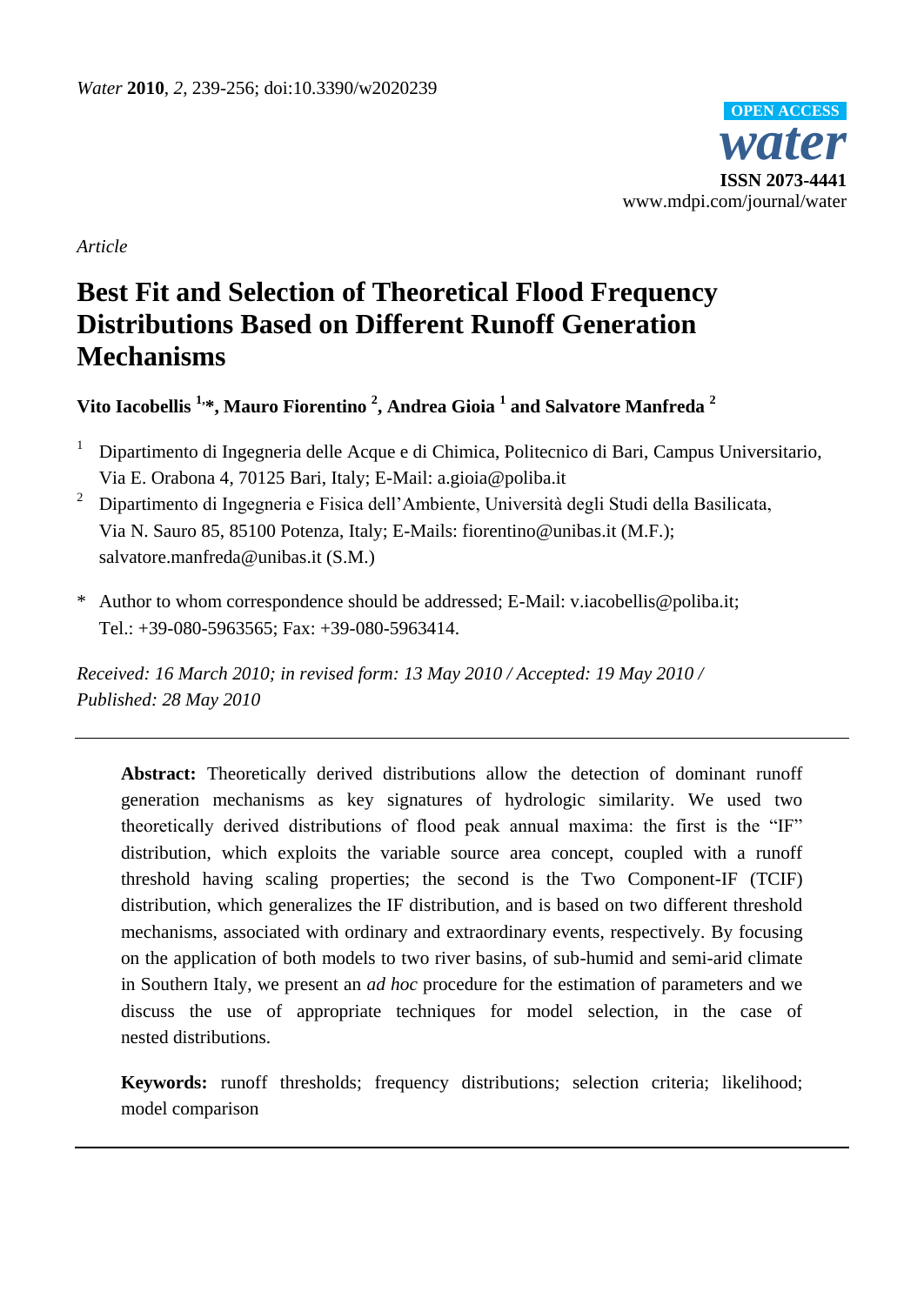*Water* **2010**, *2*, 239-256; doi:10.3390/w2020239

OPEN ACCESS

**water**

**ISSN 2073-4441**

www.mdpi.com/journal/water

*Article*

# Best Fit and Selection of Theoretical Flood Frequency Distributions Based on Different Runoff Generation Mechanisms

**Vito Iacobellis [1,*], Mauro Fiorentino [2], Andrea Gioia [1] and Salvatore Manfreda [2]**

[1] Dipartimento di Ingegneria delle Acque e di Chimica, Politecnico di Bari, Campus Universitario, Via E. Orabona 4, 70125 Bari, Italy; E-Mail: a.gioia@poliba.it

[2] Dipartimento di Ingegneria e Fisica dell'Ambiente, Università degli Studi della Basilicata, Via N. Sauro 85, 85100 Potenza, Italy; E-Mails: fiorentino@unibas.it (M.F.); salvatore.manfreda@unibas.it (S.M.)

\* Author to whom correspondence should be addressed; E-Mail: v.iacobellis@poliba.it; Tel.: +39-080-5963565; Fax: +39-080-5963414.

*Received: 16 March 2010; in revised form: 13 May 2010 / Accepted: 19 May 2010 / Published: 28 May 2010*

---

**Abstract:** Theoretically derived distributions allow the detection of dominant runoff generation mechanisms as key signatures of hydrologic similarity. We used two theoretically derived distributions of flood peak annual maxima: the first is the "IF" distribution, which exploits the variable source area concept, coupled with a runoff threshold having scaling properties; the second is the Two Component-IF (TCIF) distribution, which generalizes the IF distribution, and is based on two different threshold mechanisms, associated with ordinary and extraordinary events, respectively. By focusing on the application of both models to two river basins, of sub-humid and semi-arid climate in Southern Italy, we present an *ad hoc* procedure for the estimation of parameters and we discuss the use of appropriate techniques for model selection, in the case of nested distributions.

**Keywords:** runoff thresholds; frequency distributions; selection criteria; likelihood; model comparison

---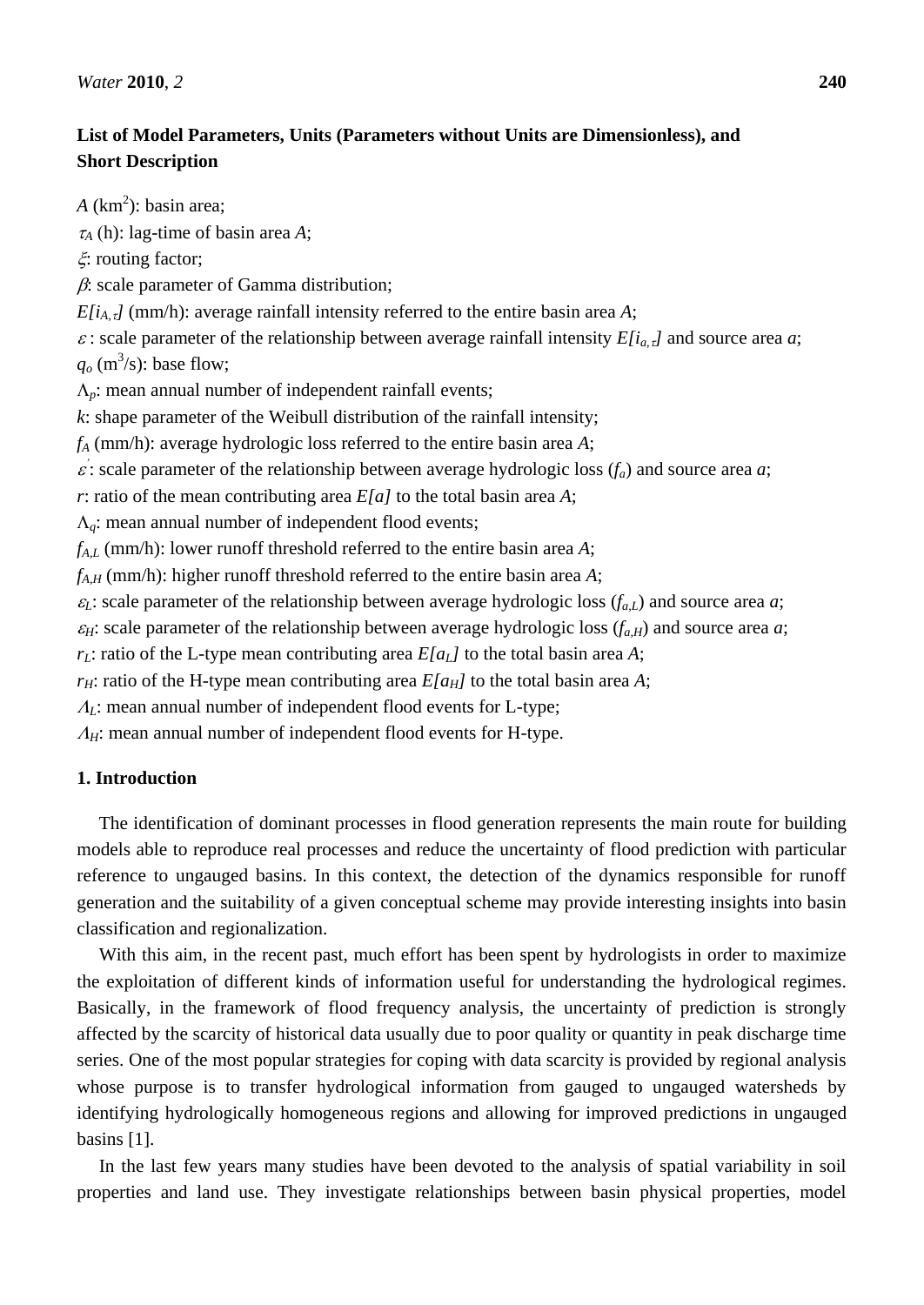## List of Model Parameters, Units (Parameters without Units are Dimensionless), and Short Description

$A$ (km$^2$): basin area;
$\tau_A$ (h): lag-time of basin area $A$;
$\xi$: routing factor;
$\beta$: scale parameter of Gamma distribution;
$E[i_{A,\tau}]$ (mm/h): average rainfall intensity referred to the entire basin area $A$;
$\varepsilon$ : scale parameter of the relationship between average rainfall intensity $E[i_{a,\tau}]$ and source area $a$;
$q_o$ (m$^3$/s): base flow;
$\Lambda_p$: mean annual number of independent rainfall events;
$k$: shape parameter of the Weibull distribution of the rainfall intensity;
$f_A$ (mm/h): average hydrologic loss referred to the entire basin area $A$;
$\varepsilon'$: scale parameter of the relationship between average hydrologic loss ($f_a$) and source area $a$;
$r$: ratio of the mean contributing area $E[a]$ to the total basin area $A$;
$\Lambda_q$: mean annual number of independent flood events;
$f_{A,L}$ (mm/h): lower runoff threshold referred to the entire basin area $A$;
$f_{A,H}$ (mm/h): higher runoff threshold referred to the entire basin area $A$;
$\varepsilon_L$: scale parameter of the relationship between average hydrologic loss ($f_{a,L}$) and source area $a$;
$\varepsilon_H$: scale parameter of the relationship between average hydrologic loss ($f_{a,H}$) and source area $a$;
$r_L$: ratio of the L-type mean contributing area $E[a_L]$ to the total basin area $A$;
$r_H$: ratio of the H-type mean contributing area $E[a_H]$ to the total basin area $A$;
$\Lambda_L$: mean annual number of independent flood events for L-type;
$\Lambda_H$: mean annual number of independent flood events for H-type.

## 1. Introduction

The identification of dominant processes in flood generation represents the main route for building models able to reproduce real processes and reduce the uncertainty of flood prediction with particular reference to ungauged basins. In this context, the detection of the dynamics responsible for runoff generation and the suitability of a given conceptual scheme may provide interesting insights into basin classification and regionalization.

With this aim, in the recent past, much effort has been spent by hydrologists in order to maximize the exploitation of different kinds of information useful for understanding the hydrological regimes. Basically, in the framework of flood frequency analysis, the uncertainty of prediction is strongly affected by the scarcity of historical data usually due to poor quality or quantity in peak discharge time series. One of the most popular strategies for coping with data scarcity is provided by regional analysis whose purpose is to transfer hydrological information from gauged to ungauged watersheds by identifying hydrologically homogeneous regions and allowing for improved predictions in ungauged basins [1].

In the last few years many studies have been devoted to the analysis of spatial variability in soil properties and land use. They investigate relationships between basin physical properties, model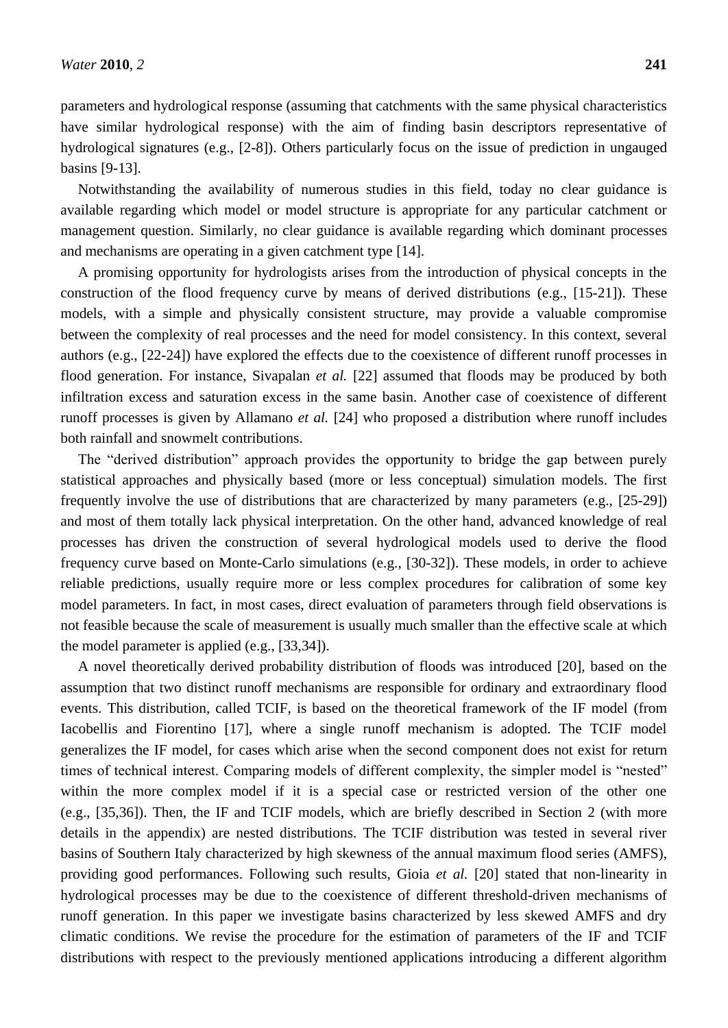parameters and hydrological response (assuming that catchments with the same physical characteristics have similar hydrological response) with the aim of finding basin descriptors representative of hydrological signatures (e.g., [2-8]). Others particularly focus on the issue of prediction in ungauged basins [9-13].

Notwithstanding the availability of numerous studies in this field, today no clear guidance is available regarding which model or model structure is appropriate for any particular catchment or management question. Similarly, no clear guidance is available regarding which dominant processes and mechanisms are operating in a given catchment type [14].

A promising opportunity for hydrologists arises from the introduction of physical concepts in the construction of the flood frequency curve by means of derived distributions (e.g., [15-21]). These models, with a simple and physically consistent structure, may provide a valuable compromise between the complexity of real processes and the need for model consistency. In this context, several authors (e.g., [22-24]) have explored the effects due to the coexistence of different runoff processes in flood generation. For instance, Sivapalan *et al.* [22] assumed that floods may be produced by both infiltration excess and saturation excess in the same basin. Another case of coexistence of different runoff processes is given by Allamano *et al.* [24] who proposed a distribution where runoff includes both rainfall and snowmelt contributions.

The "derived distribution" approach provides the opportunity to bridge the gap between purely statistical approaches and physically based (more or less conceptual) simulation models. The first frequently involve the use of distributions that are characterized by many parameters (e.g., [25-29]) and most of them totally lack physical interpretation. On the other hand, advanced knowledge of real processes has driven the construction of several hydrological models used to derive the flood frequency curve based on Monte-Carlo simulations (e.g., [30-32]). These models, in order to achieve reliable predictions, usually require more or less complex procedures for calibration of some key model parameters. In fact, in most cases, direct evaluation of parameters through field observations is not feasible because the scale of measurement is usually much smaller than the effective scale at which the model parameter is applied (e.g., [33,34]).

A novel theoretically derived probability distribution of floods was introduced [20], based on the assumption that two distinct runoff mechanisms are responsible for ordinary and extraordinary flood events. This distribution, called TCIF, is based on the theoretical framework of the IF model (from Iacobellis and Fiorentino [17], where a single runoff mechanism is adopted. The TCIF model generalizes the IF model, for cases which arise when the second component does not exist for return times of technical interest. Comparing models of different complexity, the simpler model is "nested" within the more complex model if it is a special case or restricted version of the other one (e.g., [35,36]). Then, the IF and TCIF models, which are briefly described in Section 2 (with more details in the appendix) are nested distributions. The TCIF distribution was tested in several river basins of Southern Italy characterized by high skewness of the annual maximum flood series (AMFS), providing good performances. Following such results, Gioia *et al.* [20] stated that non-linearity in hydrological processes may be due to the coexistence of different threshold-driven mechanisms of runoff generation. In this paper we investigate basins characterized by less skewed AMFS and dry climatic conditions. We revise the procedure for the estimation of parameters of the IF and TCIF distributions with respect to the previously mentioned applications introducing a different algorithm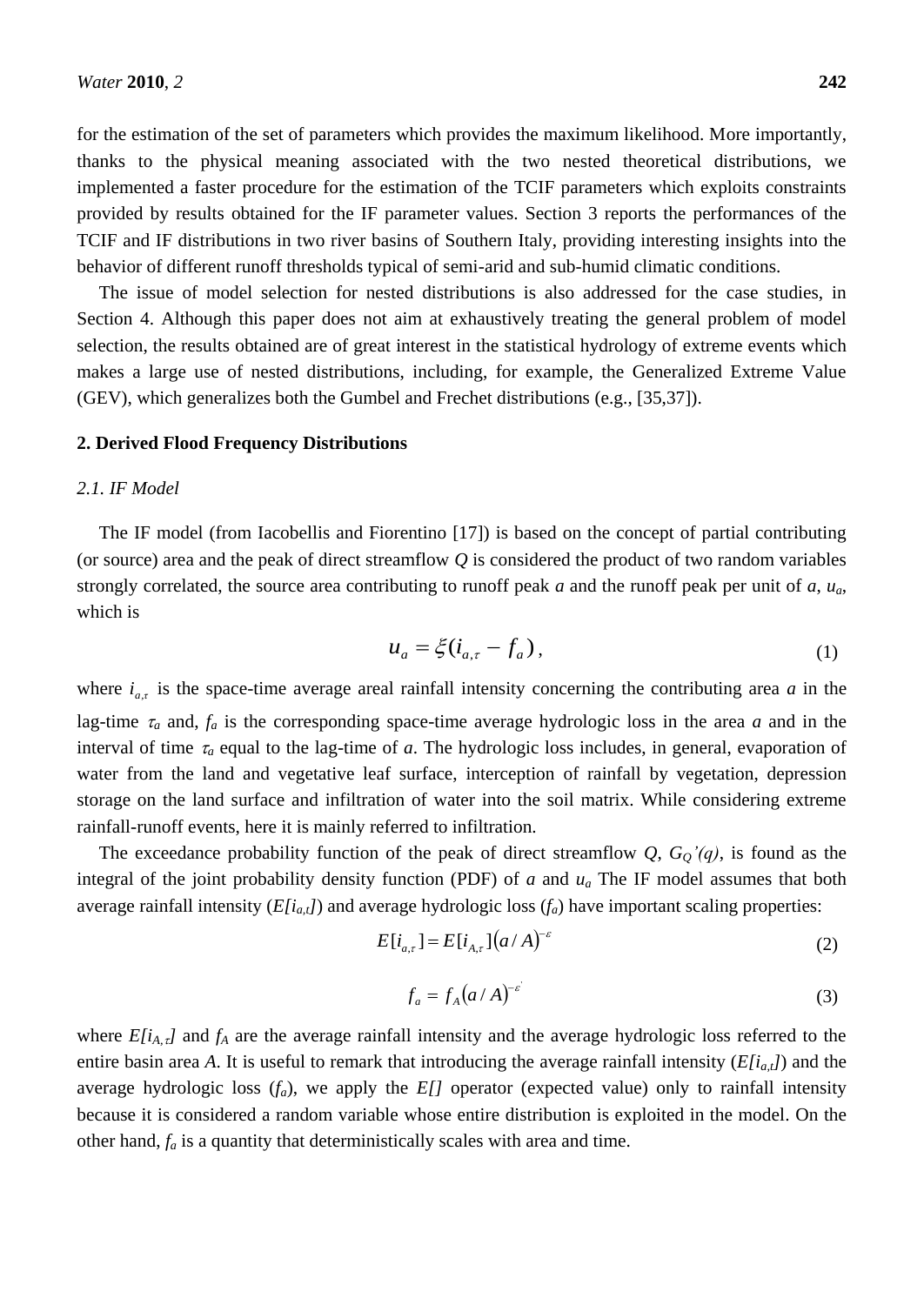for the estimation of the set of parameters which provides the maximum likelihood. More importantly, thanks to the physical meaning associated with the two nested theoretical distributions, we implemented a faster procedure for the estimation of the TCIF parameters which exploits constraints provided by results obtained for the IF parameter values. Section 3 reports the performances of the TCIF and IF distributions in two river basins of Southern Italy, providing interesting insights into the behavior of different runoff thresholds typical of semi-arid and sub-humid climatic conditions.

The issue of model selection for nested distributions is also addressed for the case studies, in Section 4. Although this paper does not aim at exhaustively treating the general problem of model selection, the results obtained are of great interest in the statistical hydrology of extreme events which makes a large use of nested distributions, including, for example, the Generalized Extreme Value (GEV), which generalizes both the Gumbel and Frechet distributions (e.g., [35,37]).

## 2. Derived Flood Frequency Distributions

### 2.1. IF Model

The IF model (from Iacobellis and Fiorentino [17]) is based on the concept of partial contributing (or source) area and the peak of direct streamflow $Q$ is considered the product of two random variables strongly correlated, the source area contributing to runoff peak $a$ and the runoff peak per unit of $a$, $u_a$, which is

$$u_a = \xi(i_{a,\tau} - f_a)\,, \tag{1}$$

where $i_{a,\tau}$ is the space-time average areal rainfall intensity concerning the contributing area $a$ in the lag-time $\tau_a$ and, $f_a$ is the corresponding space-time average hydrologic loss in the area $a$ and in the interval of time $\tau_a$ equal to the lag-time of $a$. The hydrologic loss includes, in general, evaporation of water from the land and vegetative leaf surface, interception of rainfall by vegetation, depression storage on the land surface and infiltration of water into the soil matrix. While considering extreme rainfall-runoff events, here it is mainly referred to infiltration.

The exceedance probability function of the peak of direct streamflow $Q$, $G_Q'(q)$, is found as the integral of the joint probability density function (PDF) of $a$ and $u_a$ The IF model assumes that both average rainfall intensity ($E[i_{a,t}]$) and average hydrologic loss ($f_a$) have important scaling properties:

$$E[i_{a,\tau}] = E[i_{A,\tau}](a/A)^{-\varepsilon} \tag{2}$$

$$f_a = f_A(a/A)^{-\varepsilon'} \tag{3}$$

where $E[i_{A,\tau}]$ and $f_A$ are the average rainfall intensity and the average hydrologic loss referred to the entire basin area $A$. It is useful to remark that introducing the average rainfall intensity ($E[i_{a,t}]$) and the average hydrologic loss ($f_a$), we apply the $E[]$ operator (expected value) only to rainfall intensity because it is considered a random variable whose entire distribution is exploited in the model. On the other hand, $f_a$ is a quantity that deterministically scales with area and time.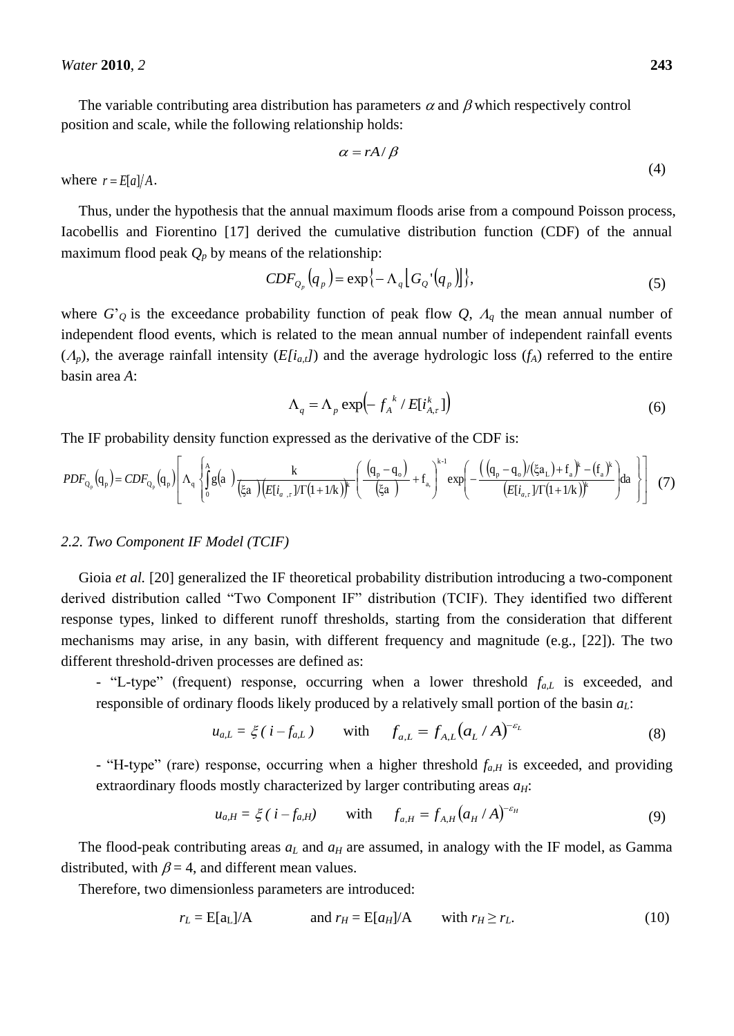The variable contributing area distribution has parameters $\alpha$ and $\beta$ which respectively control position and scale, while the following relationship holds:

$$\alpha = rA/\beta \tag{4}$$

where $r = E[a]/A$.

Thus, under the hypothesis that the annual maximum floods arise from a compound Poisson process, Iacobellis and Fiorentino [17] derived the cumulative distribution function (CDF) of the annual maximum flood peak $Q_p$ by means of the relationship:

$$CDF_{Q_p}(q_p) = \exp\{-\Lambda_q [G_Q'(q_p)]\}, \tag{5}$$

where $G'_Q$ is the exceedance probability function of peak flow $Q$, $\Lambda_q$ the mean annual number of independent flood events, which is related to the mean annual number of independent rainfall events ($\Lambda_p$), the average rainfall intensity ($E[i_{a,t}]$) and the average hydrologic loss ($f_A$) referred to the entire basin area $A$:

$$\Lambda_q = \Lambda_p \exp\left(-f_A^{\,k} / E[i_{A,\tau}^k]\right) \tag{6}$$

The IF probability density function expressed as the derivative of the CDF is:

$$PDF_{Q_p}(q_p) = CDF_{Q_p}(q_p)\left[\Lambda_q \left\{\int_0^A g(a)\,\frac{k}{(\xi a)\left(E[i_{a,\tau}]/\Gamma(1+1/k)\right)^k}\left(\frac{(q_p - q_o)}{(\xi a)} + f_a\right)^{k-1} \exp\left(-\frac{\left((q_p - q_o)/(\xi a_L) + f_a\right)^k - (f_a)^k}{\left(E[i_{a,\tau}]/\Gamma(1+1/k)\right)^k}\right) da\right\}\right] \tag{7}$$

### 2.2. Two Component IF Model (TCIF)

Gioia *et al.* [20] generalized the IF theoretical probability distribution introducing a two-component derived distribution called "Two Component IF" distribution (TCIF). They identified two different response types, linked to different runoff thresholds, starting from the consideration that different mechanisms may arise, in any basin, with different frequency and magnitude (e.g., [22]). The two different threshold-driven processes are defined as:

- "L-type" (frequent) response, occurring when a lower threshold $f_{a,L}$ is exceeded, and responsible of ordinary floods likely produced by a relatively small portion of the basin $a_L$:

$$u_{a,L} = \xi\,(i - f_{a,L}) \qquad \text{with} \qquad f_{a,L} = f_{A,L}(a_L/A)^{-\varepsilon_L} \tag{8}$$

- "H-type" (rare) response, occurring when a higher threshold $f_{a,H}$ is exceeded, and providing extraordinary floods mostly characterized by larger contributing areas $a_H$:

$$u_{a,H} = \xi\,(i - f_{a,H}) \qquad \text{with} \qquad f_{a,H} = f_{A,H}(a_H/A)^{-\varepsilon_H} \tag{9}$$

The flood-peak contributing areas $a_L$ and $a_H$ are assumed, in analogy with the IF model, as Gamma distributed, with $\beta = 4$, and different mean values.

Therefore, two dimensionless parameters are introduced:

$$r_L = E[a_L]/A \qquad \text{and } r_H = E[a_H]/A \qquad \text{with } r_H \geq r_L. \tag{10}$$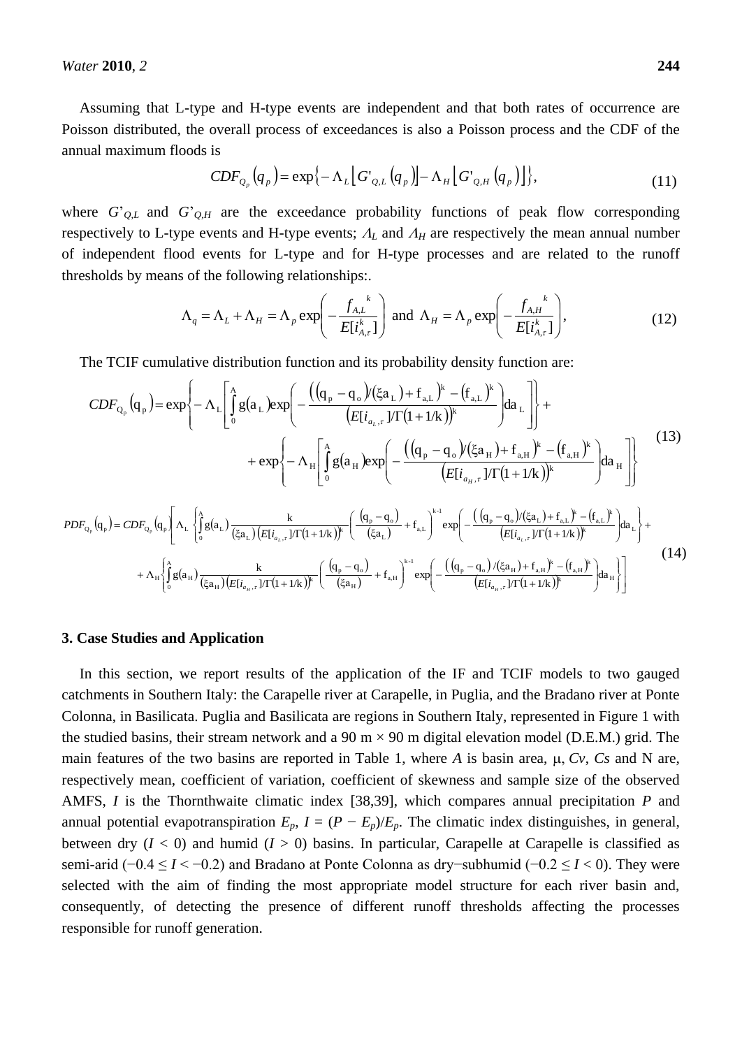Assuming that L-type and H-type events are independent and that both rates of occurrence are Poisson distributed, the overall process of exceedances is also a Poisson process and the CDF of the annual maximum floods is

$$CDF_{Q_p}\left(q_p\right) = \exp\left\{-\Lambda_L\left[G'_{Q,L}\left(q_p\right)\right] - \Lambda_H\left[G'_{Q,H}\left(q_p\right)\right]\right\}, \tag{11}$$

where $G'_{Q,L}$ and $G'_{Q,H}$ are the exceedance probability functions of peak flow corresponding respectively to L-type events and H-type events; $\Lambda_L$ and $\Lambda_H$ are respectively the mean annual number of independent flood events for L-type and for H-type processes and are related to the runoff thresholds by means of the following relationships:.

$$\Lambda_q = \Lambda_L + \Lambda_H = \Lambda_p \exp\left(-\frac{f_{A,L}{}^k}{E[i_{A,\tau}^k]}\right) \text{ and } \Lambda_H = \Lambda_p \exp\left(-\frac{f_{A,H}{}^k}{E[i_{A,\tau}^k]}\right), \tag{12}$$

The TCIF cumulative distribution function and its probability density function are:

$$CDF_{Q_p}\left(q_p\right) = \exp\left\{-\Lambda_L\left[\int_0^A g\left(a_L\right)\exp\left(-\frac{\left(\left(q_p - q_o\right)/\left(\xi a_L\right) + f_{a,L}\right)^k - \left(f_{a,L}\right)^k}{\left(E[i_{a_L,\tau}]/\Gamma\left(1+1/k\right)\right)^k}\right)da_L\right]\right\} + \\ + \exp\left\{-\Lambda_H\left[\int_0^A g\left(a_H\right)\exp\left(-\frac{\left(\left(q_p - q_o\right)/\left(\xi a_H\right) + f_{a,H}\right)^k - \left(f_{a,H}\right)^k}{\left(E[i_{a_H,\tau}]/\Gamma\left(1+1/k\right)\right)^k}\right)da_H\right]\right\} \tag{13}$$

$$PDF_{Q_p}\left(q_p\right) = CDF_{Q_p}\left(q_p\right)\left[\Lambda_L\left\{\int_0^A g\left(a_L\right)\frac{k}{\left(\xi a_L\right)\left(E[i_{a_L,\tau}]/\Gamma\left(1+1/k\right)\right)^k}\left(\frac{\left(q_p - q_o\right)}{\left(\xi a_L\right)} + f_{a,L}\right)^{k-1}\exp\left(-\frac{\left(\left(q_p - q_o\right)/\left(\xi a_L\right) + f_{a,L}\right)^k - \left(f_{a,L}\right)^k}{\left(E[i_{a_L,\tau}]/\Gamma\left(1+1/k\right)\right)^k}\right)da_L\right\} + \\ + \Lambda_H\left\{\int_0^A g\left(a_H\right)\frac{k}{\left(\xi a_H\right)\left(E[i_{a_H,\tau}]/\Gamma\left(1+1/k\right)\right)^k}\left(\frac{\left(q_p - q_o\right)}{\left(\xi a_H\right)} + f_{a,H}\right)^{k-1}\exp\left(-\frac{\left(\left(q_p - q_o\right)/\left(\xi a_H\right) + f_{a,H}\right)^k - \left(f_{a,H}\right)^k}{\left(E[i_{a_H,\tau}]/\Gamma\left(1+1/k\right)\right)^k}\right)da_H\right\}\right] \tag{14}$$

## 3. Case Studies and Application

In this section, we report results of the application of the IF and TCIF models to two gauged catchments in Southern Italy: the Carapelle river at Carapelle, in Puglia, and the Bradano river at Ponte Colonna, in Basilicata. Puglia and Basilicata are regions in Southern Italy, represented in Figure 1 with the studied basins, their stream network and a 90 m × 90 m digital elevation model (D.E.M.) grid. The main features of the two basins are reported in Table 1, where $A$ is basin area, $\mu$, $Cv$, $Cs$ and N are, respectively mean, coefficient of variation, coefficient of skewness and sample size of the observed AMFS, $I$ is the Thornthwaite climatic index [38,39], which compares annual precipitation $P$ and annual potential evapotranspiration $E_p$, $I = (P - E_p)/E_p$. The climatic index distinguishes, in general, between dry ($I < 0$) and humid ($I > 0$) basins. In particular, Carapelle at Carapelle is classified as semi-arid ($-0.4 \le I < -0.2$) and Bradano at Ponte Colonna as dry−subhumid ($-0.2 \le I < 0$). They were selected with the aim of finding the most appropriate model structure for each river basin and, consequently, of detecting the presence of different runoff thresholds affecting the processes responsible for runoff generation.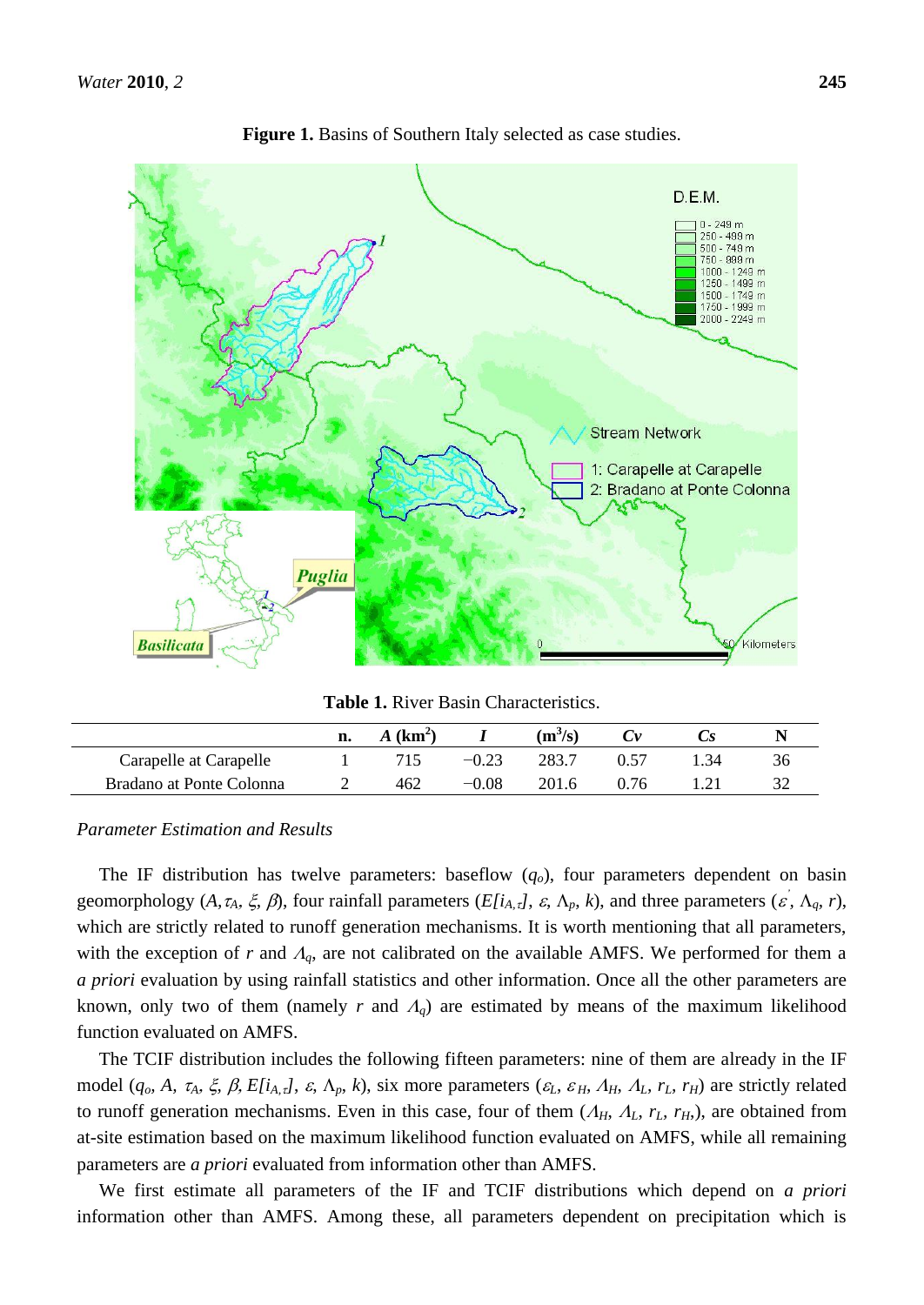**Figure 1.** Basins of Southern Italy selected as case studies.

**Table 1.** River Basin Characteristics.

| | n. | $A$ (km$^2$) | $I$ | (m$^3$/s) | $Cv$ | $Cs$ | N |
|---|---|---|---|---|---|---|---|
| Carapelle at Carapelle | 1 | 715 | −0.23 | 283.7 | 0.57 | 1.34 | 36 |
| Bradano at Ponte Colonna | 2 | 462 | −0.08 | 201.6 | 0.76 | 1.21 | 32 |

*Parameter Estimation and Results*

The IF distribution has twelve parameters: baseflow ($q_o$), four parameters dependent on basin geomorphology ($A, \tau_A, \xi, \beta$), four rainfall parameters ($E[i_{A,\tau}]$, $\varepsilon$, $\Lambda_p$, $k$), and three parameters ($\varepsilon'$, $\Lambda_q$, $r$), which are strictly related to runoff generation mechanisms. It is worth mentioning that all parameters, with the exception of $r$ and $\Lambda_q$, are not calibrated on the available AMFS. We performed for them a *a priori* evaluation by using rainfall statistics and other information. Once all the other parameters are known, only two of them (namely $r$ and $\Lambda_q$) are estimated by means of the maximum likelihood function evaluated on AMFS.

The TCIF distribution includes the following fifteen parameters: nine of them are already in the IF model ($q_o$, $A$, $\tau_A$, $\xi$, $\beta$, $E[i_{A,\tau}]$, $\varepsilon$, $\Lambda_p$, $k$), six more parameters ($\varepsilon_L$, $\varepsilon_H$, $\Lambda_H$, $\Lambda_L$, $r_L$, $r_H$) are strictly related to runoff generation mechanisms. Even in this case, four of them ($\Lambda_H$, $\Lambda_L$, $r_L$, $r_H$,), are obtained from at-site estimation based on the maximum likelihood function evaluated on AMFS, while all remaining parameters are *a priori* evaluated from information other than AMFS.

We first estimate all parameters of the IF and TCIF distributions which depend on *a priori* information other than AMFS. Among these, all parameters dependent on precipitation which is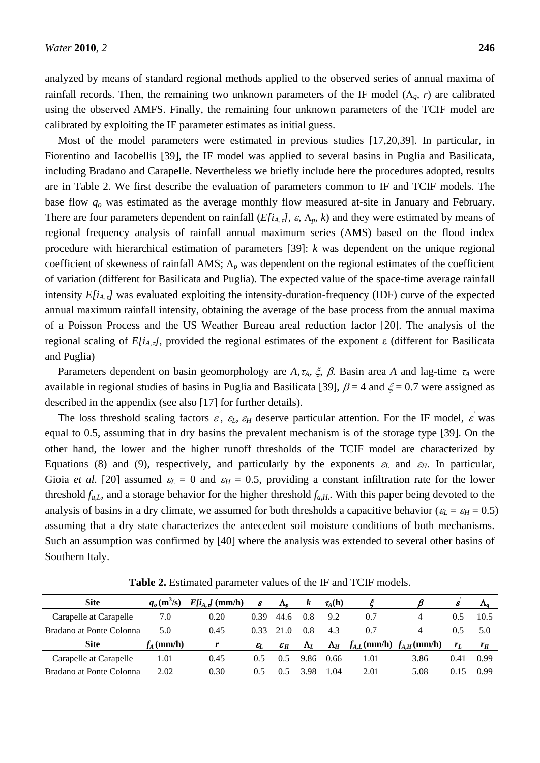analyzed by means of standard regional methods applied to the observed series of annual maxima of rainfall records. Then, the remaining two unknown parameters of the IF model ($\Lambda_q$, $r$) are calibrated using the observed AMFS. Finally, the remaining four unknown parameters of the TCIF model are calibrated by exploiting the IF parameter estimates as initial guess.

Most of the model parameters were estimated in previous studies [17,20,39]. In particular, in Fiorentino and Iacobellis [39], the IF model was applied to several basins in Puglia and Basilicata, including Bradano and Carapelle. Nevertheless we briefly include here the procedures adopted, results are in Table 2. We first describe the evaluation of parameters common to IF and TCIF models. The base flow $q_o$ was estimated as the average monthly flow measured at-site in January and February. There are four parameters dependent on rainfall ($E[i_{A,\tau}]$, $\varepsilon$, $\Lambda_p$, $k$) and they were estimated by means of regional frequency analysis of rainfall annual maximum series (AMS) based on the flood index procedure with hierarchical estimation of parameters [39]: $k$ was dependent on the unique regional coefficient of skewness of rainfall AMS; $\Lambda_p$ was dependent on the regional estimates of the coefficient of variation (different for Basilicata and Puglia). The expected value of the space-time average rainfall intensity $E[i_{A,\tau}]$ was evaluated exploiting the intensity-duration-frequency (IDF) curve of the expected annual maximum rainfall intensity, obtaining the average of the base process from the annual maxima of a Poisson Process and the US Weather Bureau areal reduction factor [20]. The analysis of the regional scaling of $E[i_{A,\tau}]$, provided the regional estimates of the exponent $\varepsilon$ (different for Basilicata and Puglia)

Parameters dependent on basin geomorphology are $A, \tau_A$, $\xi$, $\beta$. Basin area $A$ and lag-time $\tau_A$ were available in regional studies of basins in Puglia and Basilicata [39], $\beta = 4$ and $\xi = 0.7$ were assigned as described in the appendix (see also [17] for further details).

The loss threshold scaling factors $\varepsilon'$, $\varepsilon_L$, $\varepsilon_H$ deserve particular attention. For the IF model, $\varepsilon'$ was equal to 0.5, assuming that in dry basins the prevalent mechanism is of the storage type [39]. On the other hand, the lower and the higher runoff thresholds of the TCIF model are characterized by Equations (8) and (9), respectively, and particularly by the exponents $\varepsilon_L$ and $\varepsilon_H$. In particular, Gioia *et al.* [20] assumed $\varepsilon_L = 0$ and $\varepsilon_H = 0.5$, providing a constant infiltration rate for the lower threshold $f_{a,L}$, and a storage behavior for the higher threshold $f_{a,H}$. With this paper being devoted to the analysis of basins in a dry climate, we assumed for both thresholds a capacitive behavior ($\varepsilon_L = \varepsilon_H = 0.5$) assuming that a dry state characterizes the antecedent soil moisture conditions of both mechanisms. Such an assumption was confirmed by [40] where the analysis was extended to several other basins of Southern Italy.

**Table 2.** Estimated parameter values of the IF and TCIF models.

| Site | $q_o$ ($m^3$/s) | $E[i_{A,\tau}]$ (mm/h) | $\varepsilon$ | $\Lambda_p$ | $k$ | $\tau_A$(h) | $\xi$ | $\beta$ | $\varepsilon'$ | $\Lambda_q$ |
|---|---|---|---|---|---|---|---|---|---|---|
| Carapelle at Carapelle | 7.0 | 0.20 | 0.39 | 44.6 | 0.8 | 9.2 | 0.7 | 4 | 0.5 | 10.5 |
| Bradano at Ponte Colonna | 5.0 | 0.45 | 0.33 | 21.0 | 0.8 | 4.3 | 0.7 | 4 | 0.5 | 5.0 |
| **Site** | $f_A$ **(mm/h)** | $r$ | $\varepsilon_L$ | $\varepsilon_H$ | $\Lambda_L$ | $\Lambda_H$ | $f_{A,L}$ **(mm/h)** | $f_{A,H}$ **(mm/h)** | $r_L$ | $r_H$ |
| Carapelle at Carapelle | 1.01 | 0.45 | 0.5 | 0.5 | 9.86 | 0.66 | 1.01 | 3.86 | 0.41 | 0.99 |
| Bradano at Ponte Colonna | 2.02 | 0.30 | 0.5 | 0.5 | 3.98 | 1.04 | 2.01 | 5.08 | 0.15 | 0.99 |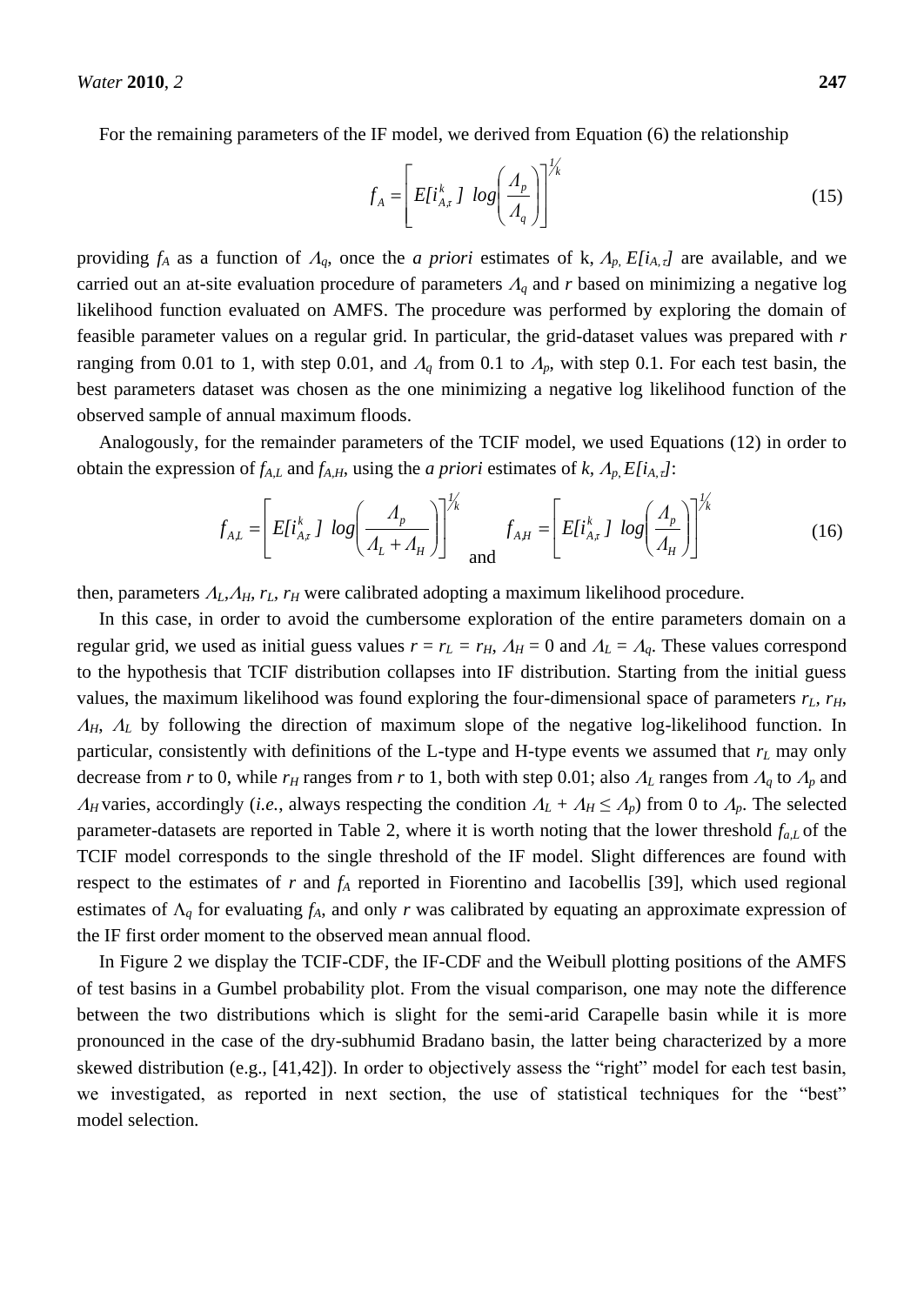For the remaining parameters of the IF model, we derived from Equation (6) the relationship

$$f_A = \left[ E[i_{A,\tau}^k] \ \log\left(\frac{\Lambda_p}{\Lambda_q}\right)\right]^{1/k} \tag{15}$$

providing $f_A$ as a function of $\Lambda_q$, once the *a priori* estimates of k, $\Lambda_p$, $E[i_{A,\tau}]$ are available, and we carried out an at-site evaluation procedure of parameters $\Lambda_q$ and $r$ based on minimizing a negative log likelihood function evaluated on AMFS. The procedure was performed by exploring the domain of feasible parameter values on a regular grid. In particular, the grid-dataset values was prepared with $r$ ranging from 0.01 to 1, with step 0.01, and $\Lambda_q$ from 0.1 to $\Lambda_p$, with step 0.1. For each test basin, the best parameters dataset was chosen as the one minimizing a negative log likelihood function of the observed sample of annual maximum floods.

Analogously, for the remainder parameters of the TCIF model, we used Equations (12) in order to obtain the expression of $f_{A,L}$ and $f_{A,H}$, using the *a priori* estimates of $k$, $\Lambda_p$, $E[i_{A,\tau}]$:

$$f_{A,L} = \left[ E[i_{A,\tau}^k] \ \log\left(\frac{\Lambda_p}{\Lambda_L + \Lambda_H}\right)\right]^{1/k} \quad \text{and} \quad f_{A,H} = \left[ E[i_{A,\tau}^k] \ \log\left(\frac{\Lambda_p}{\Lambda_H}\right)\right]^{1/k} \tag{16}$$

then, parameters $\Lambda_L$, $\Lambda_H$, $r_L$, $r_H$ were calibrated adopting a maximum likelihood procedure.

In this case, in order to avoid the cumbersome exploration of the entire parameters domain on a regular grid, we used as initial guess values $r = r_L = r_H$, $\Lambda_H = 0$ and $\Lambda_L = \Lambda_q$. These values correspond to the hypothesis that TCIF distribution collapses into IF distribution. Starting from the initial guess values, the maximum likelihood was found exploring the four-dimensional space of parameters $r_L$, $r_H$, $\Lambda_H$, $\Lambda_L$ by following the direction of maximum slope of the negative log-likelihood function. In particular, consistently with definitions of the L-type and H-type events we assumed that $r_L$ may only decrease from $r$ to 0, while $r_H$ ranges from $r$ to 1, both with step 0.01; also $\Lambda_L$ ranges from $\Lambda_q$ to $\Lambda_p$ and $\Lambda_H$ varies, accordingly (*i.e.*, always respecting the condition $\Lambda_L + \Lambda_H \leq \Lambda_p$) from 0 to $\Lambda_p$. The selected parameter-datasets are reported in Table 2, where it is worth noting that the lower threshold $f_{a,L}$ of the TCIF model corresponds to the single threshold of the IF model. Slight differences are found with respect to the estimates of $r$ and $f_A$ reported in Fiorentino and Iacobellis [39], which used regional estimates of $\Lambda_q$ for evaluating $f_A$, and only $r$ was calibrated by equating an approximate expression of the IF first order moment to the observed mean annual flood.

In Figure 2 we display the TCIF-CDF, the IF-CDF and the Weibull plotting positions of the AMFS of test basins in a Gumbel probability plot. From the visual comparison, one may note the difference between the two distributions which is slight for the semi-arid Carapelle basin while it is more pronounced in the case of the dry-subhumid Bradano basin, the latter being characterized by a more skewed distribution (e.g., [41,42]). In order to objectively assess the "right" model for each test basin, we investigated, as reported in next section, the use of statistical techniques for the "best" model selection.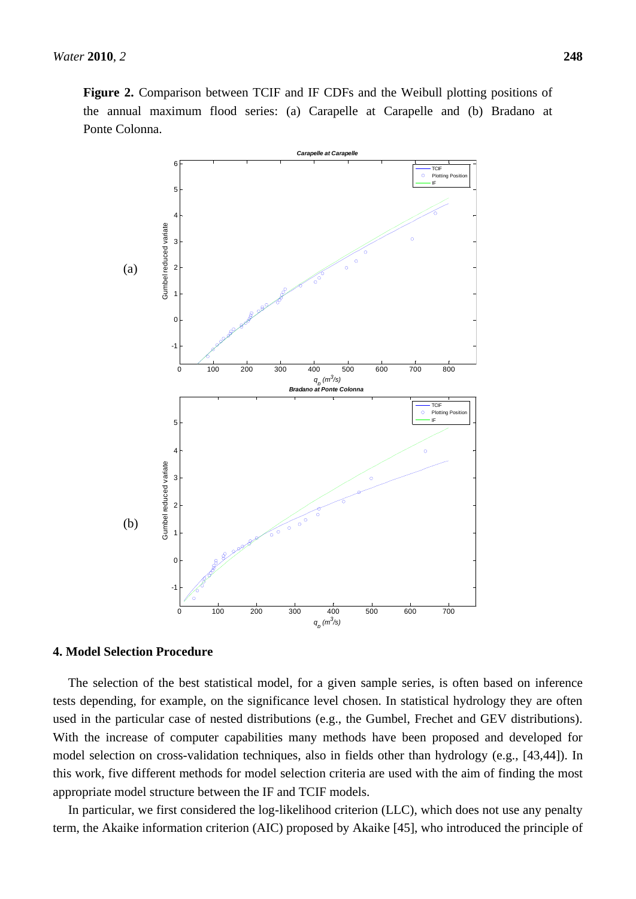**Figure 2.** Comparison between TCIF and IF CDFs and the Weibull plotting positions of the annual maximum flood series: (a) Carapelle at Carapelle and (b) Bradano at Ponte Colonna.

## 4. Model Selection Procedure

The selection of the best statistical model, for a given sample series, is often based on inference tests depending, for example, on the significance level chosen. In statistical hydrology they are often used in the particular case of nested distributions (e.g., the Gumbel, Frechet and GEV distributions). With the increase of computer capabilities many methods have been proposed and developed for model selection on cross-validation techniques, also in fields other than hydrology (e.g., [43,44]). In this work, five different methods for model selection criteria are used with the aim of finding the most appropriate model structure between the IF and TCIF models.

In particular, we first considered the log-likelihood criterion (LLC), which does not use any penalty term, the Akaike information criterion (AIC) proposed by Akaike [45], who introduced the principle of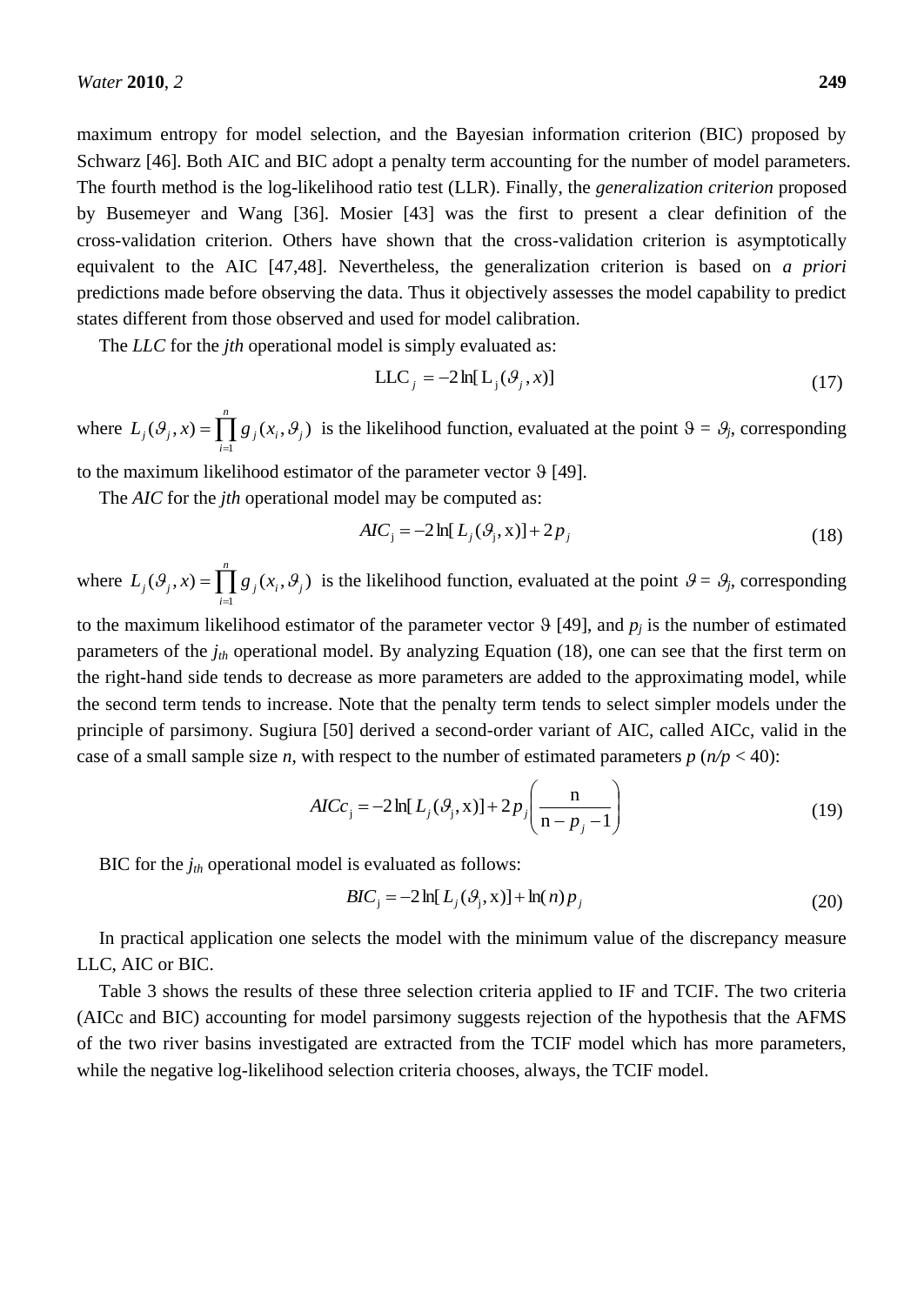maximum entropy for model selection, and the Bayesian information criterion (BIC) proposed by Schwarz [46]. Both AIC and BIC adopt a penalty term accounting for the number of model parameters. The fourth method is the log-likelihood ratio test (LLR). Finally, the *generalization criterion* proposed by Busemeyer and Wang [36]. Mosier [43] was the first to present a clear definition of the cross-validation criterion. Others have shown that the cross-validation criterion is asymptotically equivalent to the AIC [47,48]. Nevertheless, the generalization criterion is based on *a priori* predictions made before observing the data. Thus it objectively assesses the model capability to predict states different from those observed and used for model calibration.

The *LLC* for the *jth* operational model is simply evaluated as:

$$\mathrm{LLC}_j = -2\ln[\mathrm{L}_j(\vartheta_j, x)] \tag{17}$$

where $L_j(\vartheta_j, x) = \prod_{i=1}^{n} g_j(x_i, \vartheta_j)$ is the likelihood function, evaluated at the point $\vartheta = \vartheta_j$, corresponding to the maximum likelihood estimator of the parameter vector $\vartheta$ [49].

The *AIC* for the *jth* operational model may be computed as:

$$AIC_j = -2\ln[L_j(\vartheta_j, \mathrm{x})] + 2p_j \tag{18}$$

where $L_j(\vartheta_j, x) = \prod_{i=1}^{n} g_j(x_i, \vartheta_j)$ is the likelihood function, evaluated at the point $\vartheta = \vartheta_j$, corresponding to the maximum likelihood estimator of the parameter vector $\vartheta$ [49], and $p_j$ is the number of estimated parameters of the $j_{th}$ operational model. By analyzing Equation (18), one can see that the first term on the right-hand side tends to decrease as more parameters are added to the approximating model, while the second term tends to increase. Note that the penalty term tends to select simpler models under the principle of parsimony. Sugiura [50] derived a second-order variant of AIC, called AICc, valid in the case of a small sample size $n$, with respect to the number of estimated parameters $p$ ($n/p < 40$):

$$AICc_j = -2\ln[L_j(\vartheta_j, \mathrm{x})] + 2p_j\left(\frac{\mathrm{n}}{\mathrm{n} - p_j - 1}\right) \tag{19}$$

BIC for the $j_{th}$ operational model is evaluated as follows:

$$BIC_j = -2\ln[L_j(\vartheta_j, \mathrm{x})] + \ln(n)\, p_j \tag{20}$$

In practical application one selects the model with the minimum value of the discrepancy measure LLC, AIC or BIC.

Table 3 shows the results of these three selection criteria applied to IF and TCIF. The two criteria (AICc and BIC) accounting for model parsimony suggests rejection of the hypothesis that the AFMS of the two river basins investigated are extracted from the TCIF model which has more parameters, while the negative log-likelihood selection criteria chooses, always, the TCIF model.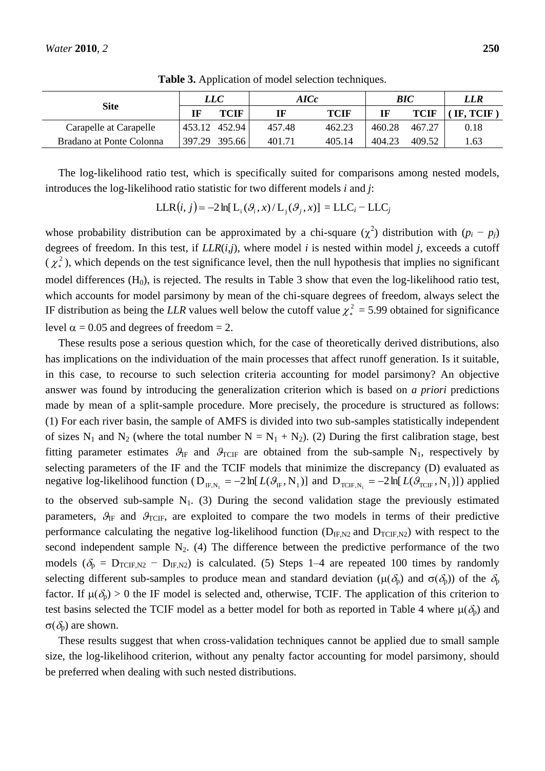**Table 3.** Application of model selection techniques.

| Site | *LLC* | | *AICc* | | *BIC* | | *LLR* |
|---|---|---|---|---|---|---|---|
| | IF | TCIF | IF | TCIF | IF | TCIF | ( IF, TCIF ) |
| Carapelle at Carapelle | 453.12 | 452.94 | 457.48 | 462.23 | 460.28 | 467.27 | 0.18 |
| Bradano at Ponte Colonna | 397.29 | 395.66 | 401.71 | 405.14 | 404.23 | 409.52 | 1.63 |

The log-likelihood ratio test, which is specifically suited for comparisons among nested models, introduces the log-likelihood ratio statistic for two different models *i* and *j*:

$$\mathrm{LLR}(i, j) = -2\ln[\mathrm{L}_i(\vartheta_i, x)/\mathrm{L}_j(\vartheta_j, x)] = \mathrm{LLC}_i - \mathrm{LLC}_j$$

whose probability distribution can be approximated by a chi-square ($\chi^2$) distribution with ($p_i - p_j$) degrees of freedom. In this test, if $LLR(i,j)$, where model *i* is nested within model *j*, exceeds a cutoff ($\chi^2_*$), which depends on the test significance level, then the null hypothesis that implies no significant model differences ($H_0$), is rejected. The results in Table 3 show that even the log-likelihood ratio test, which accounts for model parsimony by mean of the chi-square degrees of freedom, always select the IF distribution as being the *LLR* values well below the cutoff value $\chi^2_* = 5.99$ obtained for significance level $\alpha = 0.05$ and degrees of freedom = 2.

These results pose a serious question which, for the case of theoretically derived distributions, also has implications on the individuation of the main processes that affect runoff generation. Is it suitable, in this case, to recourse to such selection criteria accounting for model parsimony? An objective answer was found by introducing the generalization criterion which is based on *a priori* predictions made by mean of a split-sample procedure. More precisely, the procedure is structured as follows: (1) For each river basin, the sample of AMFS is divided into two sub-samples statistically independent of sizes $N_1$ and $N_2$ (where the total number $N = N_1 + N_2$). (2) During the first calibration stage, best fitting parameter estimates $\vartheta_{IF}$ and $\vartheta_{TCIF}$ are obtained from the sub-sample $N_1$, respectively by selecting parameters of the IF and the TCIF models that minimize the discrepancy (D) evaluated as negative log-likelihood function ($D_{IF,N_1} = -2\ln[L(\vartheta_{IF}, N_1)]$ and $D_{TCIF,N_1} = -2\ln[L(\vartheta_{TCIF}, N_1)]$) applied to the observed sub-sample $N_1$. (3) During the second validation stage the previously estimated parameters, $\vartheta_{IF}$ and $\vartheta_{TCIF}$, are exploited to compare the two models in terms of their predictive performance calculating the negative log-likelihood function ($D_{IF,N2}$ and $D_{TCIF,N2}$) with respect to the second independent sample $N_2$. (4) The difference between the predictive performance of the two models ($\delta_p = D_{TCIF,N2} - D_{IF,N2}$) is calculated. (5) Steps 1–4 are repeated 100 times by randomly selecting different sub-samples to produce mean and standard deviation ($\mu(\delta_p)$ and $\sigma(\delta_p)$) of the $\delta_p$ factor. If $\mu(\delta_p) > 0$ the IF model is selected and, otherwise, TCIF. The application of this criterion to test basins selected the TCIF model as a better model for both as reported in Table 4 where $\mu(\delta_p)$ and $\sigma(\delta_p)$ are shown.

These results suggest that when cross-validation techniques cannot be applied due to small sample size, the log-likelihood criterion, without any penalty factor accounting for model parsimony, should be preferred when dealing with such nested distributions.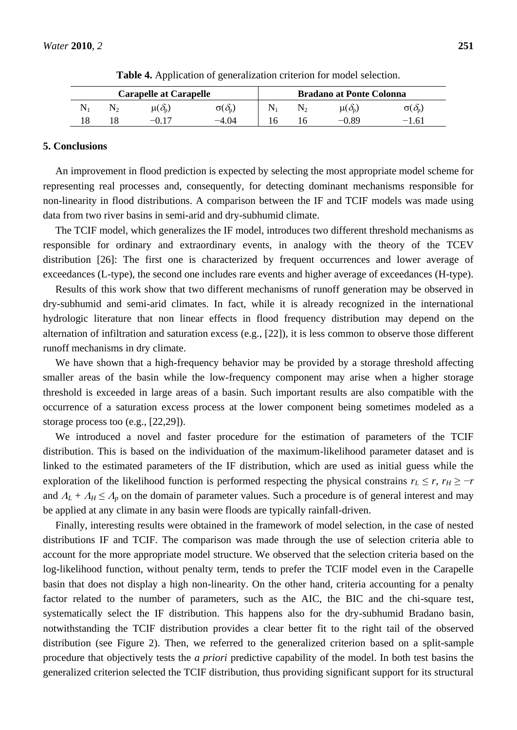**Table 4.** Application of generalization criterion for model selection.

| Carapelle at Carapelle | | | | Bradano at Ponte Colonna | | | |
|---|---|---|---|---|---|---|---|
| $N_1$ | $N_2$ | $\mu(\delta_p)$ | $\sigma(\delta_p)$ | $N_1$ | $N_2$ | $\mu(\delta_p)$ | $\sigma(\delta_p)$ |
| 18 | 18 | −0.17 | −4.04 | 16 | 16 | −0.89 | −1.61 |

## 5. Conclusions

An improvement in flood prediction is expected by selecting the most appropriate model scheme for representing real processes and, consequently, for detecting dominant mechanisms responsible for non-linearity in flood distributions. A comparison between the IF and TCIF models was made using data from two river basins in semi-arid and dry-subhumid climate.

The TCIF model, which generalizes the IF model, introduces two different threshold mechanisms as responsible for ordinary and extraordinary events, in analogy with the theory of the TCEV distribution [26]: The first one is characterized by frequent occurrences and lower average of exceedances (L-type), the second one includes rare events and higher average of exceedances (H-type).

Results of this work show that two different mechanisms of runoff generation may be observed in dry-subhumid and semi-arid climates. In fact, while it is already recognized in the international hydrologic literature that non linear effects in flood frequency distribution may depend on the alternation of infiltration and saturation excess (e.g., [22]), it is less common to observe those different runoff mechanisms in dry climate.

We have shown that a high-frequency behavior may be provided by a storage threshold affecting smaller areas of the basin while the low-frequency component may arise when a higher storage threshold is exceeded in large areas of a basin. Such important results are also compatible with the occurrence of a saturation excess process at the lower component being sometimes modeled as a storage process too (e.g., [22,29]).

We introduced a novel and faster procedure for the estimation of parameters of the TCIF distribution. This is based on the individuation of the maximum-likelihood parameter dataset and is linked to the estimated parameters of the IF distribution, which are used as initial guess while the exploration of the likelihood function is performed respecting the physical constrains $r_L \leq r$, $r_H \geq -r$ and $\Lambda_L + \Lambda_H \leq \Lambda_p$ on the domain of parameter values. Such a procedure is of general interest and may be applied at any climate in any basin were floods are typically rainfall-driven.

Finally, interesting results were obtained in the framework of model selection, in the case of nested distributions IF and TCIF. The comparison was made through the use of selection criteria able to account for the more appropriate model structure. We observed that the selection criteria based on the log-likelihood function, without penalty term, tends to prefer the TCIF model even in the Carapelle basin that does not display a high non-linearity. On the other hand, criteria accounting for a penalty factor related to the number of parameters, such as the AIC, the BIC and the chi-square test, systematically select the IF distribution. This happens also for the dry-subhumid Bradano basin, notwithstanding the TCIF distribution provides a clear better fit to the right tail of the observed distribution (see Figure 2). Then, we referred to the generalized criterion based on a split-sample procedure that objectively tests the *a priori* predictive capability of the model. In both test basins the generalized criterion selected the TCIF distribution, thus providing significant support for its structural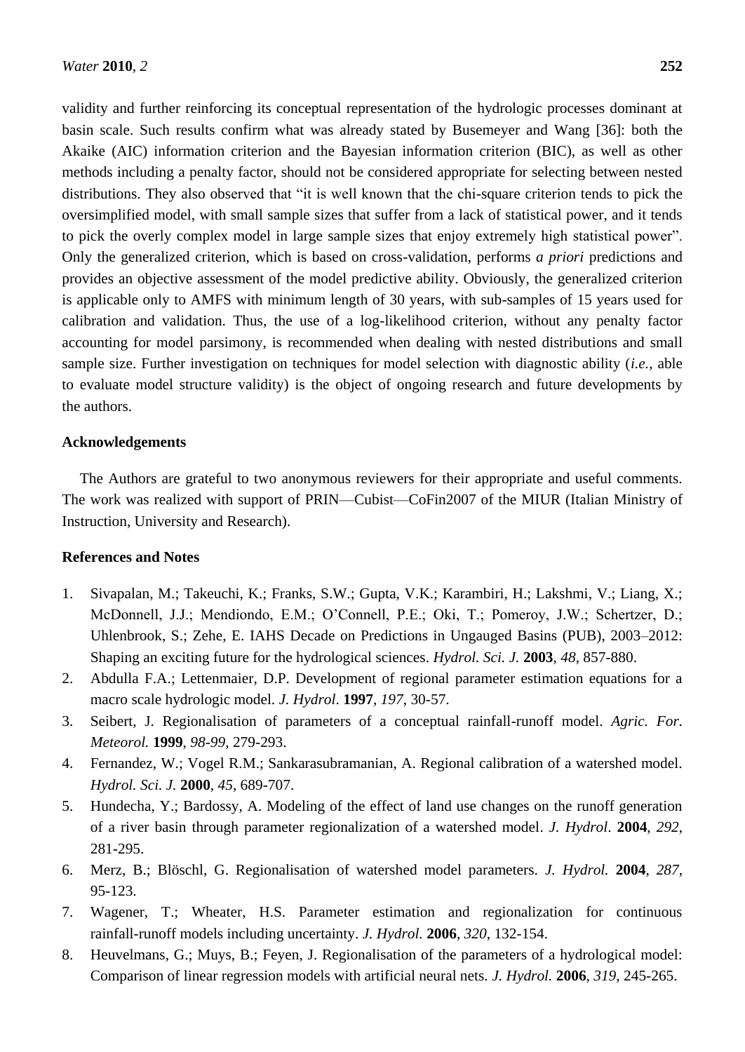validity and further reinforcing its conceptual representation of the hydrologic processes dominant at basin scale. Such results confirm what was already stated by Busemeyer and Wang [36]: both the Akaike (AIC) information criterion and the Bayesian information criterion (BIC), as well as other methods including a penalty factor, should not be considered appropriate for selecting between nested distributions. They also observed that "it is well known that the chi-square criterion tends to pick the oversimplified model, with small sample sizes that suffer from a lack of statistical power, and it tends to pick the overly complex model in large sample sizes that enjoy extremely high statistical power". Only the generalized criterion, which is based on cross-validation, performs *a priori* predictions and provides an objective assessment of the model predictive ability. Obviously, the generalized criterion is applicable only to AMFS with minimum length of 30 years, with sub-samples of 15 years used for calibration and validation. Thus, the use of a log-likelihood criterion, without any penalty factor accounting for model parsimony, is recommended when dealing with nested distributions and small sample size. Further investigation on techniques for model selection with diagnostic ability (*i.e.*, able to evaluate model structure validity) is the object of ongoing research and future developments by the authors.

## Acknowledgements

The Authors are grateful to two anonymous reviewers for their appropriate and useful comments. The work was realized with support of PRIN—Cubist—CoFin2007 of the MIUR (Italian Ministry of Instruction, University and Research).

## References and Notes

1. Sivapalan, M.; Takeuchi, K.; Franks, S.W.; Gupta, V.K.; Karambiri, H.; Lakshmi, V.; Liang, X.; McDonnell, J.J.; Mendiondo, E.M.; O'Connell, P.E.; Oki, T.; Pomeroy, J.W.; Schertzer, D.; Uhlenbrook, S.; Zehe, E. IAHS Decade on Predictions in Ungauged Basins (PUB), 2003–2012: Shaping an exciting future for the hydrological sciences. *Hydrol. Sci. J.* **2003**, *48*, 857-880.
2. Abdulla F.A.; Lettenmaier, D.P. Development of regional parameter estimation equations for a macro scale hydrologic model. *J. Hydrol*. **1997**, *197*, 30-57.
3. Seibert, J. Regionalisation of parameters of a conceptual rainfall-runoff model. *Agric. For. Meteorol.* **1999**, *98-99*, 279-293.
4. Fernandez, W.; Vogel R.M.; Sankarasubramanian, A. Regional calibration of a watershed model. *Hydrol. Sci. J.* **2000**, *45*, 689-707.
5. Hundecha, Y.; Bardossy, A. Modeling of the effect of land use changes on the runoff generation of a river basin through parameter regionalization of a watershed model. *J. Hydrol*. **2004**, *292*, 281-295.
6. Merz, B.; Blöschl, G. Regionalisation of watershed model parameters. *J. Hydrol.* **2004**, *287*, 95-123.
7. Wagener, T.; Wheater, H.S. Parameter estimation and regionalization for continuous rainfall-runoff models including uncertainty. *J. Hydrol.* **2006**, *320*, 132-154.
8. Heuvelmans, G.; Muys, B.; Feyen, J. Regionalisation of the parameters of a hydrological model: Comparison of linear regression models with artificial neural nets. *J. Hydrol.* **2006**, *319*, 245-265.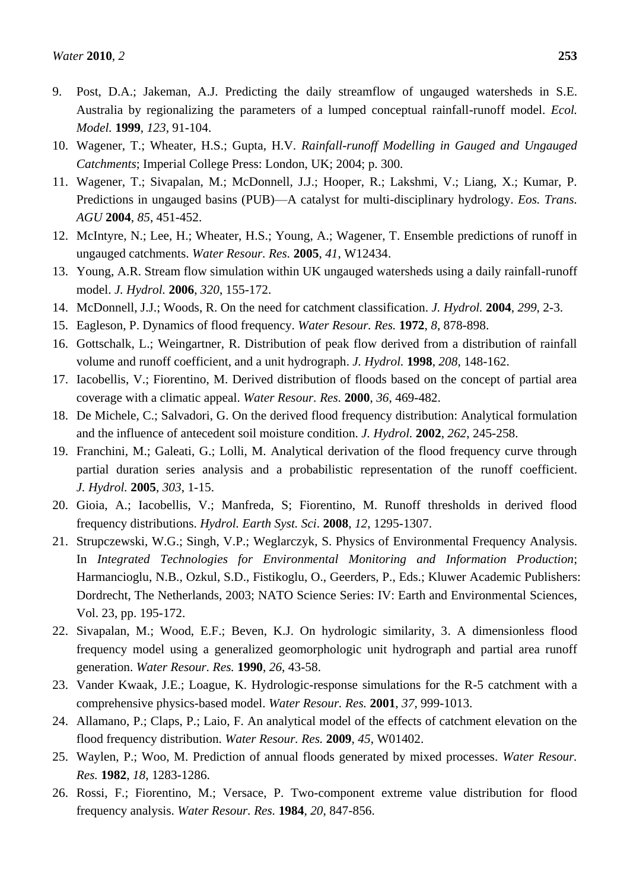9. Post, D.A.; Jakeman, A.J. Predicting the daily streamflow of ungauged watersheds in S.E. Australia by regionalizing the parameters of a lumped conceptual rainfall-runoff model. *Ecol. Model.* **1999**, *123*, 91-104.
10. Wagener, T.; Wheater, H.S.; Gupta, H.V. *Rainfall-runoff Modelling in Gauged and Ungauged Catchments*; Imperial College Press: London, UK; 2004; p. 300.
11. Wagener, T.; Sivapalan, M.; McDonnell, J.J.; Hooper, R.; Lakshmi, V.; Liang, X.; Kumar, P. Predictions in ungauged basins (PUB)—A catalyst for multi-disciplinary hydrology. *Eos. Trans. AGU* **2004**, *85*, 451-452.
12. McIntyre, N.; Lee, H.; Wheater, H.S.; Young, A.; Wagener, T. Ensemble predictions of runoff in ungauged catchments. *Water Resour. Res.* **2005**, *41*, W12434.
13. Young, A.R. Stream flow simulation within UK ungauged watersheds using a daily rainfall-runoff model. *J. Hydrol.* **2006**, *320*, 155-172.
14. McDonnell, J.J.; Woods, R. On the need for catchment classification. *J. Hydrol.* **2004**, *299*, 2-3.
15. Eagleson, P. Dynamics of flood frequency. *Water Resour. Res.* **1972**, *8*, 878-898.
16. Gottschalk, L.; Weingartner, R. Distribution of peak flow derived from a distribution of rainfall volume and runoff coefficient, and a unit hydrograph. *J. Hydrol.* **1998**, *208*, 148-162.
17. Iacobellis, V.; Fiorentino, M. Derived distribution of floods based on the concept of partial area coverage with a climatic appeal. *Water Resour. Res.* **2000**, *36*, 469-482.
18. De Michele, C.; Salvadori, G. On the derived flood frequency distribution: Analytical formulation and the influence of antecedent soil moisture condition. *J. Hydrol.* **2002**, *262*, 245-258.
19. Franchini, M.; Galeati, G.; Lolli, M. Analytical derivation of the flood frequency curve through partial duration series analysis and a probabilistic representation of the runoff coefficient. *J. Hydrol.* **2005**, *303*, 1-15.
20. Gioia, A.; Iacobellis, V.; Manfreda, S; Fiorentino, M. Runoff thresholds in derived flood frequency distributions. *Hydrol. Earth Syst. Sci.* **2008**, *12*, 1295-1307.
21. Strupczewski, W.G.; Singh, V.P.; Weglarczyk, S. Physics of Environmental Frequency Analysis. In *Integrated Technologies for Environmental Monitoring and Information Production*; Harmancioglu, N.B., Ozkul, S.D., Fistikoglu, O., Geerders, P., Eds.; Kluwer Academic Publishers: Dordrecht, The Netherlands, 2003; NATO Science Series: IV: Earth and Environmental Sciences, Vol. 23, pp. 195-172.
22. Sivapalan, M.; Wood, E.F.; Beven, K.J. On hydrologic similarity, 3. A dimensionless flood frequency model using a generalized geomorphologic unit hydrograph and partial area runoff generation. *Water Resour. Res.* **1990**, *26*, 43-58.
23. Vander Kwaak, J.E.; Loague, K. Hydrologic-response simulations for the R-5 catchment with a comprehensive physics-based model. *Water Resour. Res.* **2001**, *37*, 999-1013.
24. Allamano, P.; Claps, P.; Laio, F. An analytical model of the effects of catchment elevation on the flood frequency distribution. *Water Resour. Res.* **2009**, *45*, W01402.
25. Waylen, P.; Woo, M. Prediction of annual floods generated by mixed processes. *Water Resour. Res.* **1982**, *18*, 1283-1286.
26. Rossi, F.; Fiorentino, M.; Versace, P. Two-component extreme value distribution for flood frequency analysis. *Water Resour. Res.* **1984**, *20*, 847-856.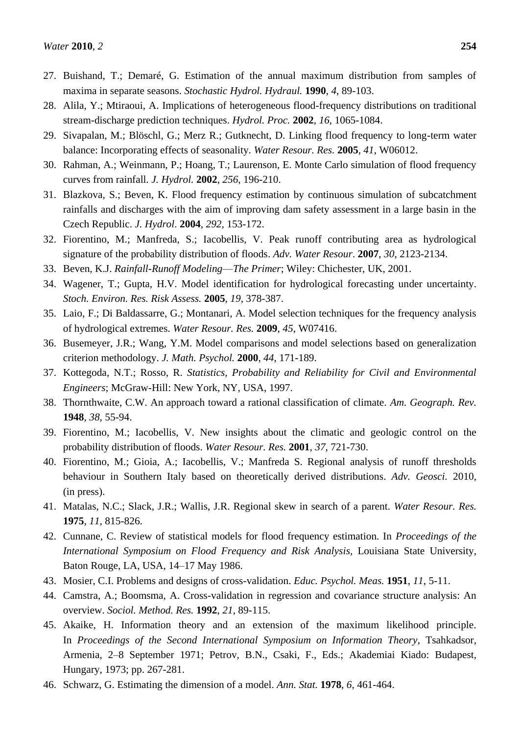27. Buishand, T.; Demaré, G. Estimation of the annual maximum distribution from samples of maxima in separate seasons. *Stochastic Hydrol. Hydraul.* **1990**, *4*, 89-103.
28. Alila, Y.; Mtiraoui, A. Implications of heterogeneous flood-frequency distributions on traditional stream-discharge prediction techniques. *Hydrol. Proc.* **2002**, *16*, 1065-1084.
29. Sivapalan, M.; Blöschl, G.; Merz R.; Gutknecht, D. Linking flood frequency to long-term water balance: Incorporating effects of seasonality. *Water Resour. Res.* **2005**, *41*, W06012.
30. Rahman, A.; Weinmann, P.; Hoang, T.; Laurenson, E. Monte Carlo simulation of flood frequency curves from rainfall. *J. Hydrol.* **2002**, *256*, 196-210.
31. Blazkova, S.; Beven, K. Flood frequency estimation by continuous simulation of subcatchment rainfalls and discharges with the aim of improving dam safety assessment in a large basin in the Czech Republic. *J. Hydrol*. **2004**, *292*, 153-172.
32. Fiorentino, M.; Manfreda, S.; Iacobellis, V. Peak runoff contributing area as hydrological signature of the probability distribution of floods. *Adv. Water Resour*. **2007**, *30*, 2123-2134.
33. Beven, K.J. *Rainfall-Runoff Modeling—The Primer*; Wiley: Chichester, UK, 2001.
34. Wagener, T.; Gupta, H.V. Model identification for hydrological forecasting under uncertainty. *Stoch. Environ. Res. Risk Assess.* **2005**, *19*, 378-387.
35. Laio, F.; Di Baldassarre, G.; Montanari, A. Model selection techniques for the frequency analysis of hydrological extremes. *Water Resour. Res.* **2009**, *45*, W07416.
36. Busemeyer, J.R.; Wang, Y.M. Model comparisons and model selections based on generalization criterion methodology. *J. Math. Psychol.* **2000**, *44*, 171-189.
37. Kottegoda, N.T.; Rosso, R. *Statistics, Probability and Reliability for Civil and Environmental Engineers*; McGraw-Hill: New York, NY, USA, 1997.
38. Thornthwaite, C.W. An approach toward a rational classification of climate. *Am. Geograph. Rev.* **1948**, *38*, 55-94.
39. Fiorentino, M.; Iacobellis, V. New insights about the climatic and geologic control on the probability distribution of floods. *Water Resour. Res.* **2001**, *37*, 721-730.
40. Fiorentino, M.; Gioia, A.; Iacobellis, V.; Manfreda S. Regional analysis of runoff thresholds behaviour in Southern Italy based on theoretically derived distributions. *Adv. Geosci.* 2010, (in press).
41. Matalas, N.C.; Slack, J.R.; Wallis, J.R. Regional skew in search of a parent. *Water Resour. Res.* **1975**, *11*, 815-826.
42. Cunnane, C. Review of statistical models for flood frequency estimation. In *Proceedings of the International Symposium on Flood Frequency and Risk Analysis*, Louisiana State University, Baton Rouge, LA, USA, 14–17 May 1986.
43. Mosier, C.I. Problems and designs of cross-validation. *Educ. Psychol. Meas.* **1951**, *11*, 5-11.
44. Camstra, A.; Boomsma, A. Cross-validation in regression and covariance structure analysis: An overview. *Sociol. Method. Res.* **1992**, *21*, 89-115.
45. Akaike, H. Information theory and an extension of the maximum likelihood principle. In *Proceedings of the Second International Symposium on Information Theory*, Tsahkadsor, Armenia, 2–8 September 1971; Petrov, B.N., Csaki, F., Eds.; Akademiai Kiado: Budapest, Hungary, 1973; pp. 267-281.
46. Schwarz, G. Estimating the dimension of a model. *Ann. Stat.* **1978**, *6*, 461-464.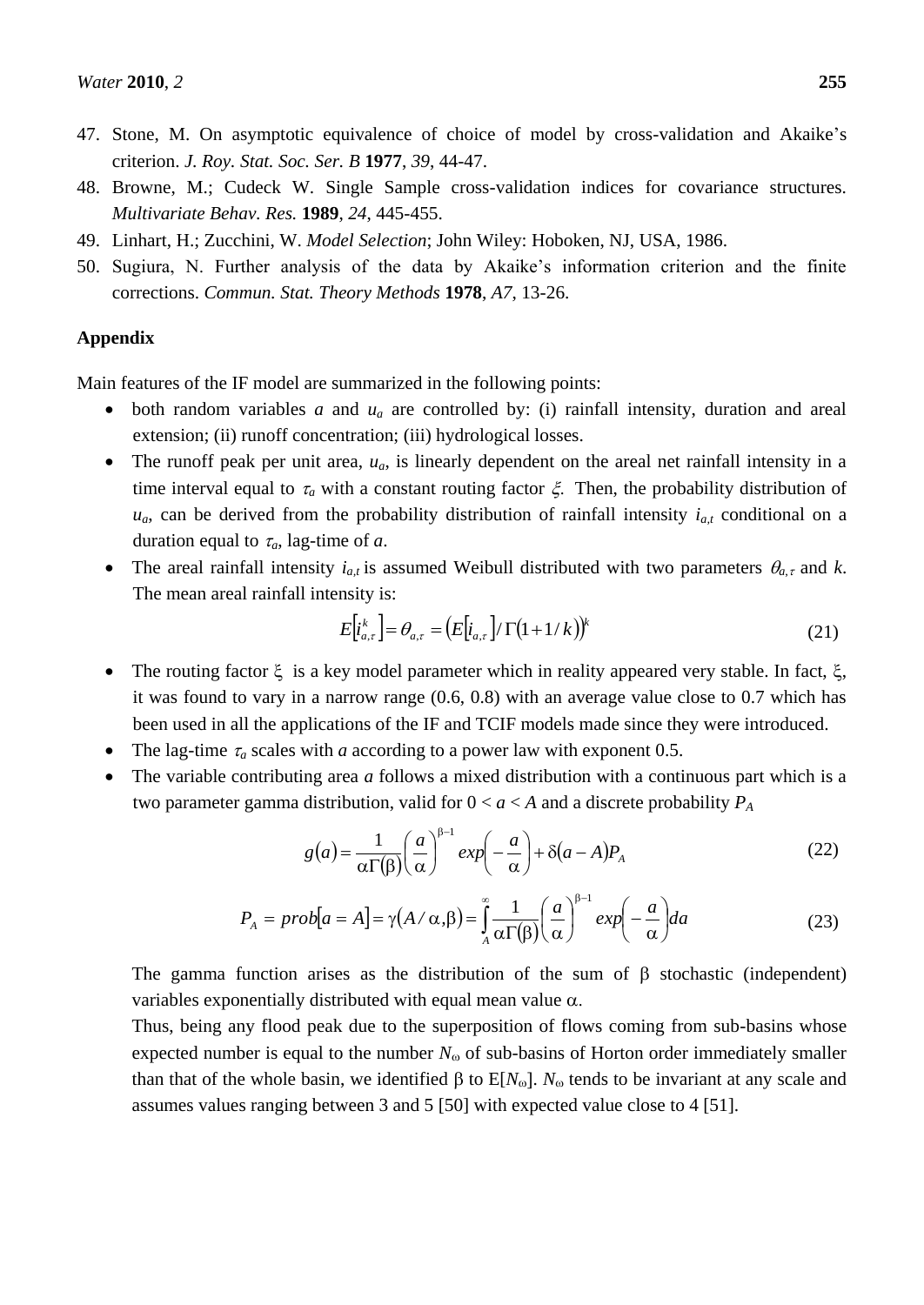47. Stone, M. On asymptotic equivalence of choice of model by cross-validation and Akaike's criterion. *J. Roy. Stat. Soc. Ser. B* **1977**, *39*, 44-47.
48. Browne, M.; Cudeck W. Single Sample cross-validation indices for covariance structures. *Multivariate Behav. Res.* **1989**, *24*, 445-455.
49. Linhart, H.; Zucchini, W. *Model Selection*; John Wiley: Hoboken, NJ, USA, 1986.
50. Sugiura, N. Further analysis of the data by Akaike's information criterion and the finite corrections. *Commun. Stat. Theory Methods* **1978**, *A7*, 13-26.

## Appendix

Main features of the IF model are summarized in the following points:

- both random variables $a$ and $u_a$ are controlled by: (i) rainfall intensity, duration and areal extension; (ii) runoff concentration; (iii) hydrological losses.
- The runoff peak per unit area, $u_a$, is linearly dependent on the areal net rainfall intensity in a time interval equal to $\tau_a$ with a constant routing factor $\xi$. Then, the probability distribution of $u_a$, can be derived from the probability distribution of rainfall intensity $i_{a,t}$ conditional on a duration equal to $\tau_a$, lag-time of $a$.
- The areal rainfall intensity $i_{a,t}$ is assumed Weibull distributed with two parameters $\theta_{a,\tau}$ and $k$. The mean areal rainfall intensity is:

$$E\left[i_{a,\tau}^{k}\right] = \theta_{a,\tau} = \left(E\left[i_{a,\tau}\right] / \Gamma(1+1/k)\right)^{k} \tag{21}$$

- The routing factor $\xi$ is a key model parameter which in reality appeared very stable. In fact, $\xi$, it was found to vary in a narrow range (0.6, 0.8) with an average value close to 0.7 which has been used in all the applications of the IF and TCIF models made since they were introduced.
- The lag-time $\tau_a$ scales with $a$ according to a power law with exponent 0.5.
- The variable contributing area $a$ follows a mixed distribution with a continuous part which is a two parameter gamma distribution, valid for $0 < a < A$ and a discrete probability $P_A$

$$g(a) = \frac{1}{\alpha\Gamma(\beta)}\left(\frac{a}{\alpha}\right)^{\beta-1} exp\left(-\frac{a}{\alpha}\right) + \delta(a-A)P_A \tag{22}$$

$$P_A = prob[a = A] = \gamma(A/\alpha, \beta) = \int_A^{\infty} \frac{1}{\alpha\Gamma(\beta)}\left(\frac{a}{\alpha}\right)^{\beta-1} exp\left(-\frac{a}{\alpha}\right) da \tag{23}$$

The gamma function arises as the distribution of the sum of $\beta$ stochastic (independent) variables exponentially distributed with equal mean value $\alpha$.

Thus, being any flood peak due to the superposition of flows coming from sub-basins whose expected number is equal to the number $N_\omega$ of sub-basins of Horton order immediately smaller than that of the whole basin, we identified $\beta$ to $E[N_\omega]$. $N_\omega$ tends to be invariant at any scale and assumes values ranging between 3 and 5 [50] with expected value close to 4 [51].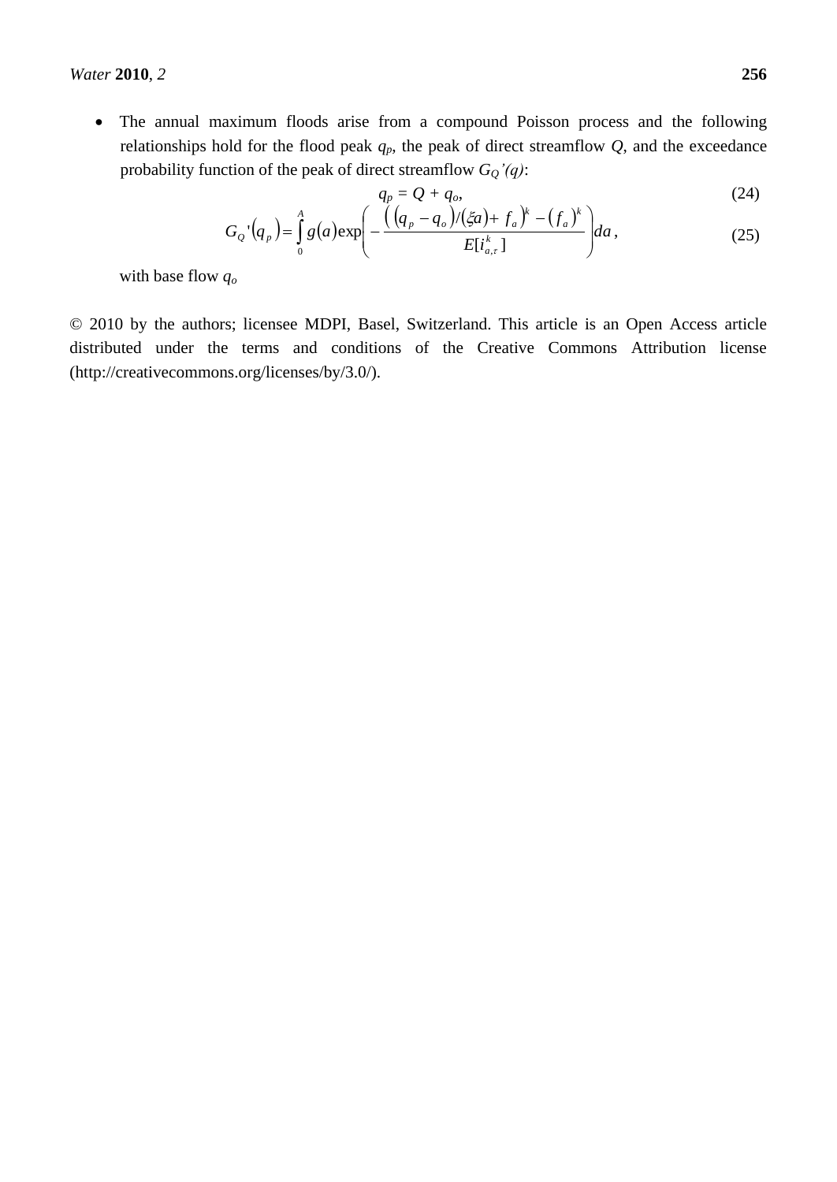- The annual maximum floods arise from a compound Poisson process and the following relationships hold for the flood peak $q_p$, the peak of direct streamflow $Q$, and the exceedance probability function of the peak of direct streamflow $G_Q'(q)$:

$$q_p = Q + q_o, \tag{24}$$

$$G_Q'(q_p) = \int_0^A g(a) \exp\left( - \frac{\left( (q_p - q_o)/(\xi a) + f_a \right)^k - (f_a)^k}{E[i_{a,\tau}^k]} \right) da \,, \tag{25}$$

with base flow $q_o$

© 2010 by the authors; licensee MDPI, Basel, Switzerland. This article is an Open Access article distributed under the terms and conditions of the Creative Commons Attribution license (http://creativecommons.org/licenses/by/3.0/).